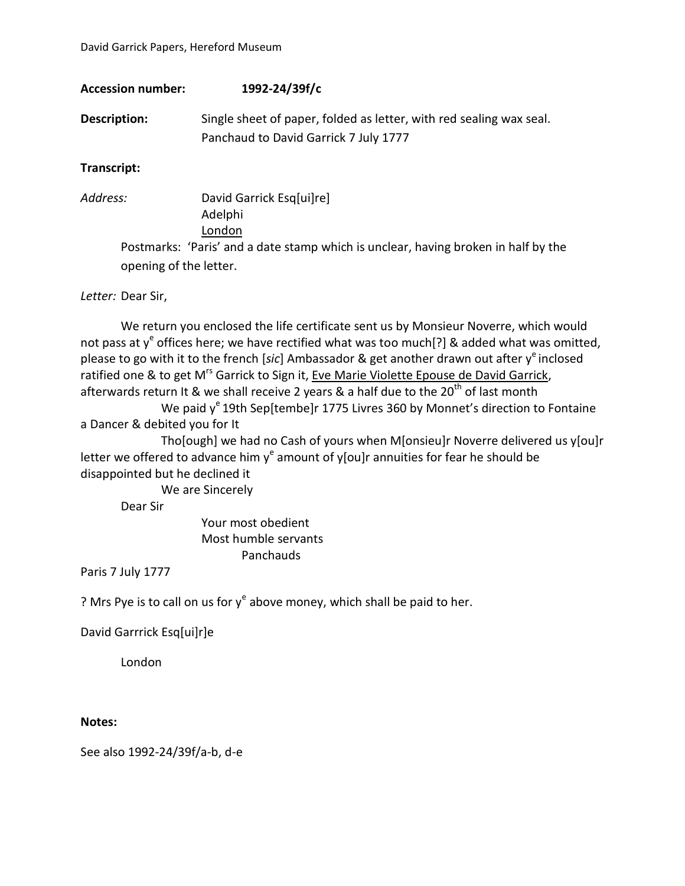David Garrick Papers, Hereford Museum

**Accession number:** **1992-24/39f/c**

**Description:** Single sheet of paper, folded as letter, with red sealing wax seal. Panchaud to David Garrick 7 July 1777

**Transcript:**

*Address:* David Garrick Esq[ui]re
Adelphi
London

Postmarks: 'Paris' and a date stamp which is unclear, having broken in half by the opening of the letter.

*Letter:* Dear Sir,

We return you enclosed the life certificate sent us by Monsieur Noverre, which would not pass at y[e] offices here; we have rectified what was too much[?] & added what was omitted, please to go with it to the french [*sic*] Ambassador & get another drawn out after y[e] inclosed ratified one & to get M[rs] Garrick to Sign it, Eve Marie Violette Epouse de David Garrick, afterwards return It & we shall receive 2 years & a half due to the 20[th] of last month

We paid y[e] 19th Sep[tembe]r 1775 Livres 360 by Monnet's direction to Fontaine a Dancer & debited you for It

Tho[ough] we had no Cash of yours when M[onsieu]r Noverre delivered us y[ou]r letter we offered to advance him y[e] amount of y[ou]r annuities for fear he should be disappointed but he declined it

We are Sincerely

Dear Sir

Your most obedient
Most humble servants
Panchauds

Paris 7 July 1777

? Mrs Pye is to call on us for y[e] above money, which shall be paid to her.

David Garrrick Esq[ui]r]e

London

**Notes:**

See also 1992-24/39f/a-b, d-e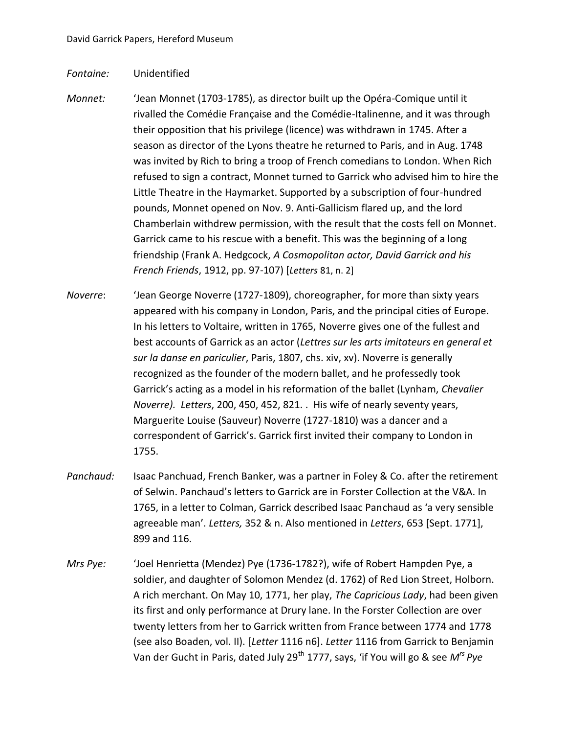*Fontaine:* Unidentified

*Monnet:* 'Jean Monnet (1703-1785), as director built up the Opéra-Comique until it rivalled the Comédie Française and the Comédie-Italinenne, and it was through their opposition that his privilege (licence) was withdrawn in 1745. After a season as director of the Lyons theatre he returned to Paris, and in Aug. 1748 was invited by Rich to bring a troop of French comedians to London. When Rich refused to sign a contract, Monnet turned to Garrick who advised him to hire the Little Theatre in the Haymarket. Supported by a subscription of four-hundred pounds, Monnet opened on Nov. 9. Anti-Gallicism flared up, and the lord Chamberlain withdrew permission, with the result that the costs fell on Monnet. Garrick came to his rescue with a benefit. This was the beginning of a long friendship (Frank A. Hedgcock, *A Cosmopolitan actor, David Garrick and his French Friends*, 1912, pp. 97-107) [*Letters* 81, n. 2]

*Noverre*: 'Jean George Noverre (1727-1809), choreographer, for more than sixty years appeared with his company in London, Paris, and the principal cities of Europe. In his letters to Voltaire, written in 1765, Noverre gives one of the fullest and best accounts of Garrick as an actor (*Lettres sur les arts imitateurs en general et sur la danse en pariculier*, Paris, 1807, chs. xiv, xv). Noverre is generally recognized as the founder of the modern ballet, and he professedly took Garrick's acting as a model in his reformation of the ballet (Lynham, *Chevalier Noverre). Letters*, 200, 450, 452, 821. . His wife of nearly seventy years, Marguerite Louise (Sauveur) Noverre (1727-1810) was a dancer and a correspondent of Garrick's. Garrick first invited their company to London in 1755.

*Panchaud:* Isaac Panchuad, French Banker, was a partner in Foley & Co. after the retirement of Selwin. Panchaud's letters to Garrick are in Forster Collection at the V&A. In 1765, in a letter to Colman, Garrick described Isaac Panchaud as 'a very sensible agreeable man'. *Letters,* 352 & n. Also mentioned in *Letters*, 653 [Sept. 1771], 899 and 116.

*Mrs Pye:* 'Joel Henrietta (Mendez) Pye (1736-1782?), wife of Robert Hampden Pye, a soldier, and daughter of Solomon Mendez (d. 1762) of Red Lion Street, Holborn. A rich merchant. On May 10, 1771, her play, *The Capricious Lady*, had been given its first and only performance at Drury lane. In the Forster Collection are over twenty letters from her to Garrick written from France between 1774 and 1778 (see also Boaden, vol. II). [*Letter* 1116 n6]. *Letter* 1116 from Garrick to Benjamin Van der Gucht in Paris, dated July 29th 1777, says, 'if You will go & see *Mrs Pye*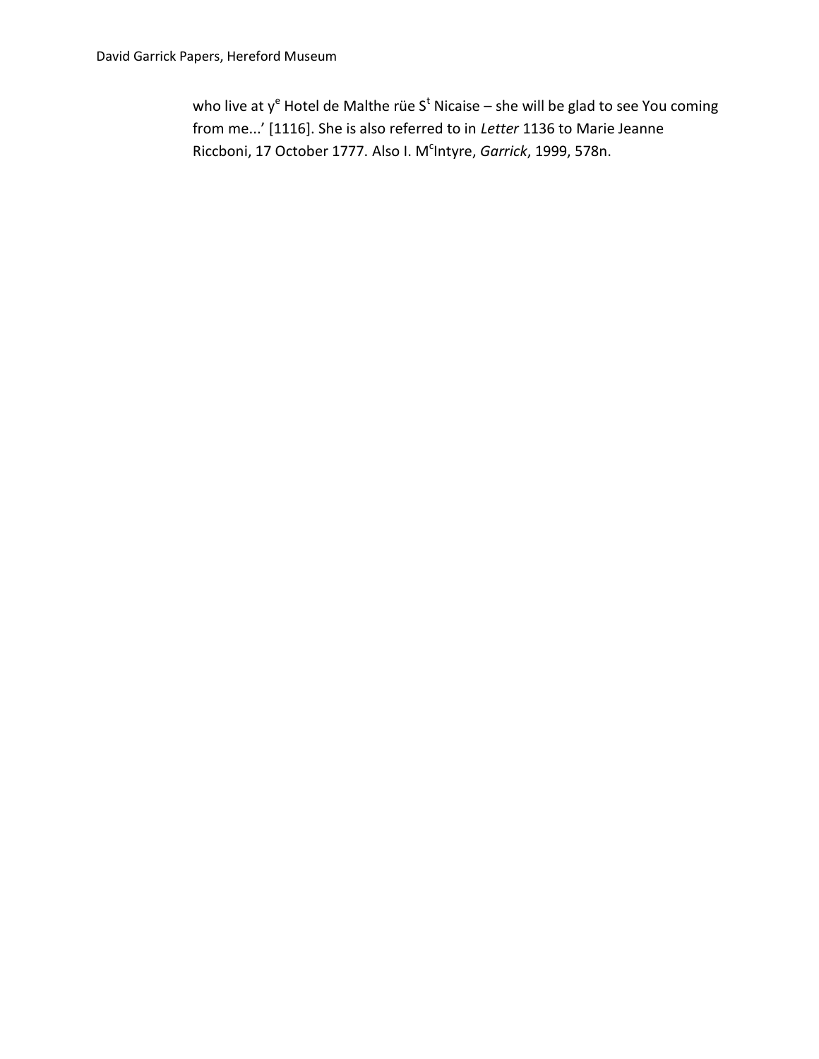who live at $y^e$ Hotel de Malthe rüe $S^t$ Nicaise – she will be glad to see You coming from me...' [1116]. She is also referred to in *Letter* 1136 to Marie Jeanne Riccboni, 17 October 1777. Also I. $M^c$Intyre, *Garrick*, 1999, 578n.